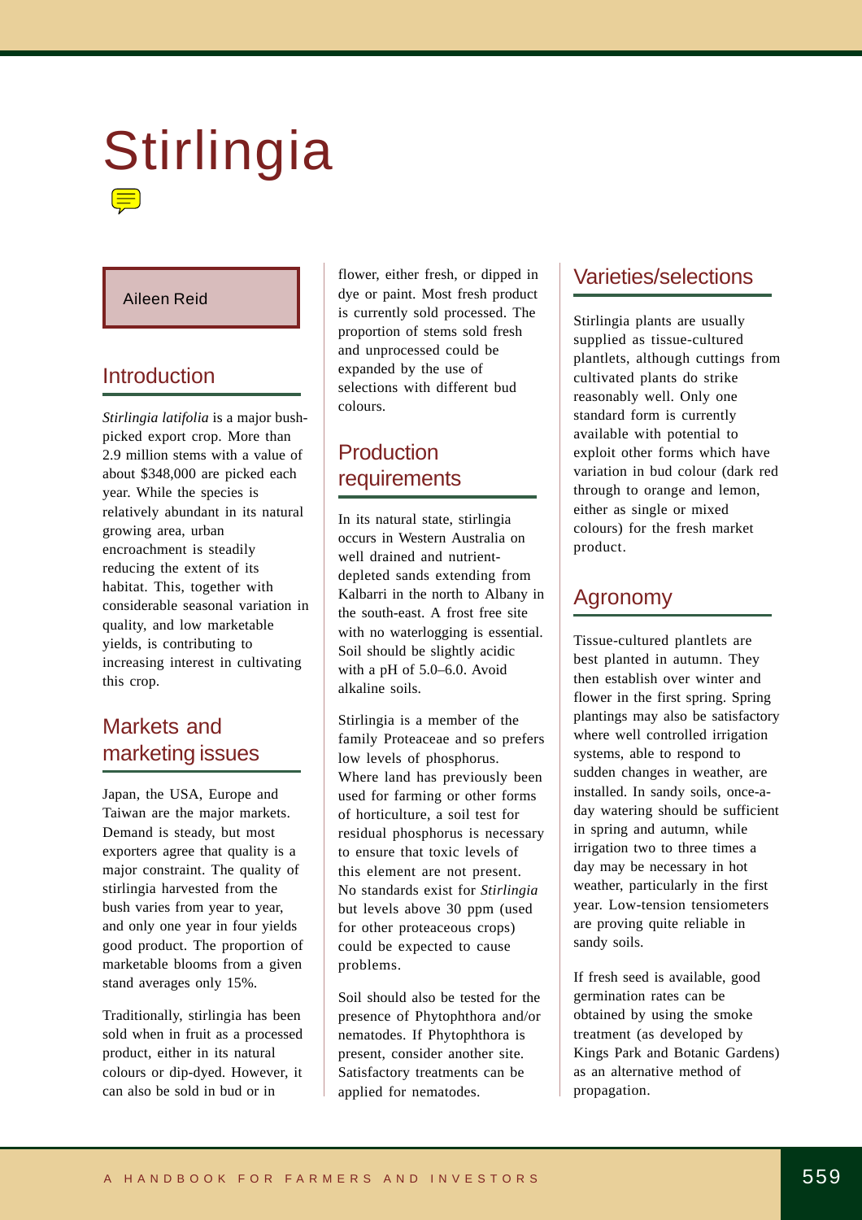# Stirlingia

Aileen Reid

## Introduction

*Stirlingia latifolia* is a major bush-picked export crop. More than 2.9 million stems with a value of about $348,000 are picked each year. While the species is relatively abundant in its natural growing area, urban encroachment is steadily reducing the extent of its habitat. This, together with considerable seasonal variation in quality, and low marketable yields, is contributing to increasing interest in cultivating this crop.

## Markets and marketing issues

Japan, the USA, Europe and Taiwan are the major markets. Demand is steady, but most exporters agree that quality is a major constraint. The quality of stirlingia harvested from the bush varies from year to year, and only one year in four yields good product. The proportion of marketable blooms from a given stand averages only 15%.

Traditionally, stirlingia has been sold when in fruit as a processed product, either in its natural colours or dip-dyed. However, it can also be sold in bud or in flower, either fresh, or dipped in dye or paint. Most fresh product is currently sold processed. The proportion of stems sold fresh and unprocessed could be expanded by the use of selections with different bud colours.

## Production requirements

In its natural state, stirlingia occurs in Western Australia on well drained and nutrient-depleted sands extending from Kalbarri in the north to Albany in the south-east. A frost free site with no waterlogging is essential. Soil should be slightly acidic with a pH of 5.0–6.0. Avoid alkaline soils.

Stirlingia is a member of the family Proteaceae and so prefers low levels of phosphorus. Where land has previously been used for farming or other forms of horticulture, a soil test for residual phosphorus is necessary to ensure that toxic levels of this element are not present. No standards exist for *Stirlingia* but levels above 30 ppm (used for other proteaceous crops) could be expected to cause problems.

Soil should also be tested for the presence of Phytophthora and/or nematodes. If Phytophthora is present, consider another site. Satisfactory treatments can be applied for nematodes.

## Varieties/selections

Stirlingia plants are usually supplied as tissue-cultured plantlets, although cuttings from cultivated plants do strike reasonably well. Only one standard form is currently available with potential to exploit other forms which have variation in bud colour (dark red through to orange and lemon, either as single or mixed colours) for the fresh market product.

## Agronomy

Tissue-cultured plantlets are best planted in autumn. They then establish over winter and flower in the first spring. Spring plantings may also be satisfactory where well controlled irrigation systems, able to respond to sudden changes in weather, are installed. In sandy soils, once-a-day watering should be sufficient in spring and autumn, while irrigation two to three times a day may be necessary in hot weather, particularly in the first year. Low-tension tensiometers are proving quite reliable in sandy soils.

If fresh seed is available, good germination rates can be obtained by using the smoke treatment (as developed by Kings Park and Botanic Gardens) as an alternative method of propagation.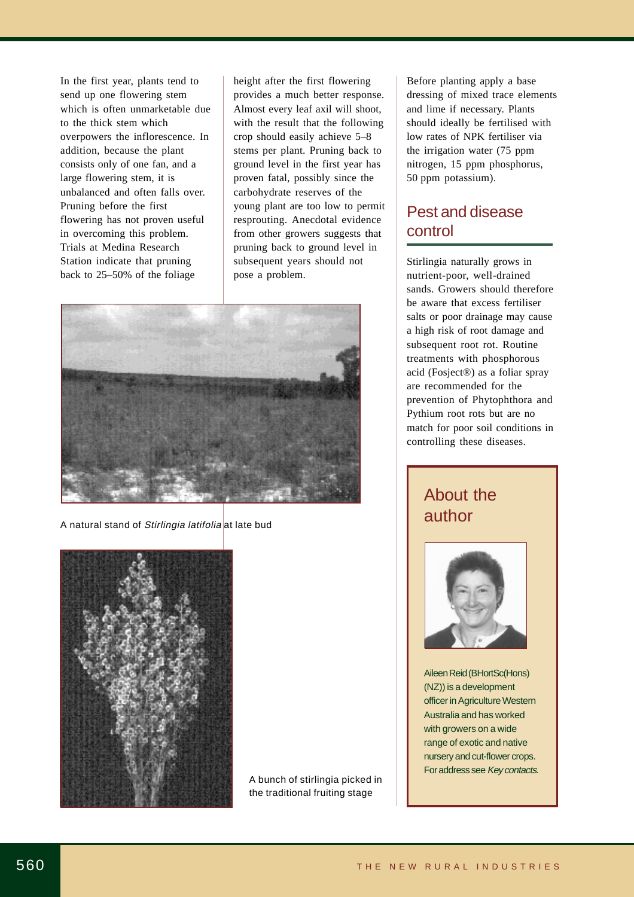In the first year, plants tend to send up one flowering stem which is often unmarketable due to the thick stem which overpowers the inflorescence. In addition, because the plant consists only of one fan, and a large flowering stem, it is unbalanced and often falls over. Pruning before the first flowering has not proven useful in overcoming this problem. Trials at Medina Research Station indicate that pruning back to 25–50% of the foliage height after the first flowering provides a much better response. Almost every leaf axil will shoot, with the result that the following crop should easily achieve 5–8 stems per plant. Pruning back to ground level in the first year has proven fatal, possibly since the carbohydrate reserves of the young plant are too low to permit resprouting. Anecdotal evidence from other growers suggests that pruning back to ground level in subsequent years should not pose a problem.

A natural stand of *Stirlingia latifolia* at late bud

A bunch of stirlingia picked in the traditional fruiting stage

Before planting apply a base dressing of mixed trace elements and lime if necessary. Plants should ideally be fertilised with low rates of NPK fertiliser via the irrigation water (75 ppm nitrogen, 15 ppm phosphorus, 50 ppm potassium).

## Pest and disease control

Stirlingia naturally grows in nutrient-poor, well-drained sands. Growers should therefore be aware that excess fertiliser salts or poor drainage may cause a high risk of root damage and subsequent root rot. Routine treatments with phosphorous acid (Fosject®) as a foliar spray are recommended for the prevention of Phytophthora and Pythium root rots but are no match for poor soil conditions in controlling these diseases.

## About the author

Aileen Reid (BHortSc(Hons)(NZ)) is a development officer in Agriculture Western Australia and has worked with growers on a wide range of exotic and native nursery and cut-flower crops. For address see *Key contacts.*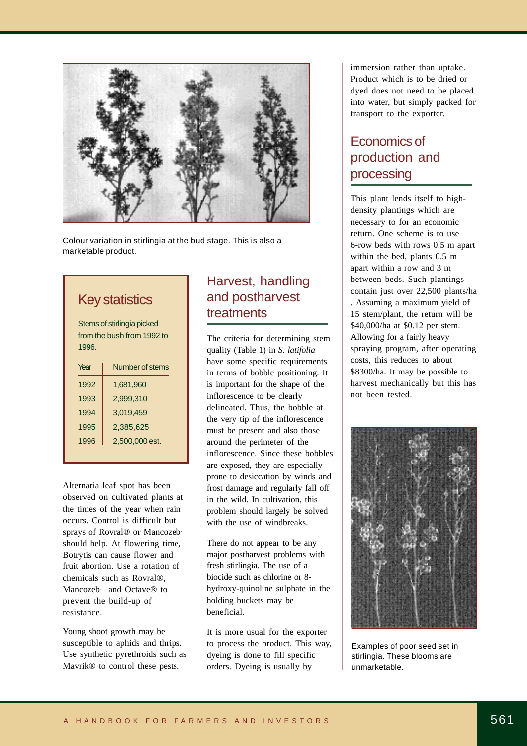Colour variation in stirlingia at the bud stage. This is also a marketable product.

## Key statistics

Stems of stirlingia picked from the bush from 1992 to 1996.

| Year | Number of stems |
|---|---|
| 1992 | 1,681,960 |
| 1993 | 2,999,310 |
| 1994 | 3,019,459 |
| 1995 | 2,385,625 |
| 1996 | 2,500,000 est. |

Alternaria leaf spot has been observed on cultivated plants at the times of the year when rain occurs. Control is difficult but sprays of Rovral® or Mancozeb· should help. At flowering time, Botrytis can cause flower and fruit abortion. Use a rotation of chemicals such as Rovral®, Mancozeb· and Octave® to prevent the build-up of resistance.

Young shoot growth may be susceptible to aphids and thrips. Use synthetic pyrethroids such as Mavrik® to control these pests.

## Harvest, handling and postharvest treatments

The criteria for determining stem quality (Table 1) in *S. latifolia* have some specific requirements in terms of bobble positioning. It is important for the shape of the inflorescence to be clearly delineated. Thus, the bobble at the very tip of the inflorescence must be present and also those around the perimeter of the inflorescence. Since these bobbles are exposed, they are especially prone to desiccation by winds and frost damage and regularly fall off in the wild. In cultivation, this problem should largely be solved with the use of windbreaks.

There do not appear to be any major postharvest problems with fresh stirlingia. The use of a biocide such as chlorine or 8-hydroxy-quinoline sulphate in the holding buckets may be beneficial.

It is more usual for the exporter to process the product. This way, dyeing is done to fill specific orders. Dyeing is usually by immersion rather than uptake. Product which is to be dried or dyed does not need to be placed into water, but simply packed for transport to the exporter.

## Economics of production and processing

This plant lends itself to high-density plantings which are necessary to for an economic return. One scheme is to use 6-row beds with rows 0.5 m apart within the bed, plants 0.5 m apart within a row and 3 m between beds. Such plantings contain just over 22,500 plants/ha . Assuming a maximum yield of 15 stem/plant, the return will be $40,000/ha at $0.12 per stem. Allowing for a fairly heavy spraying program, after operating costs, this reduces to about $8300/ha. It may be possible to harvest mechanically but this has not been tested.

Examples of poor seed set in stirlingia. These blooms are unmarketable.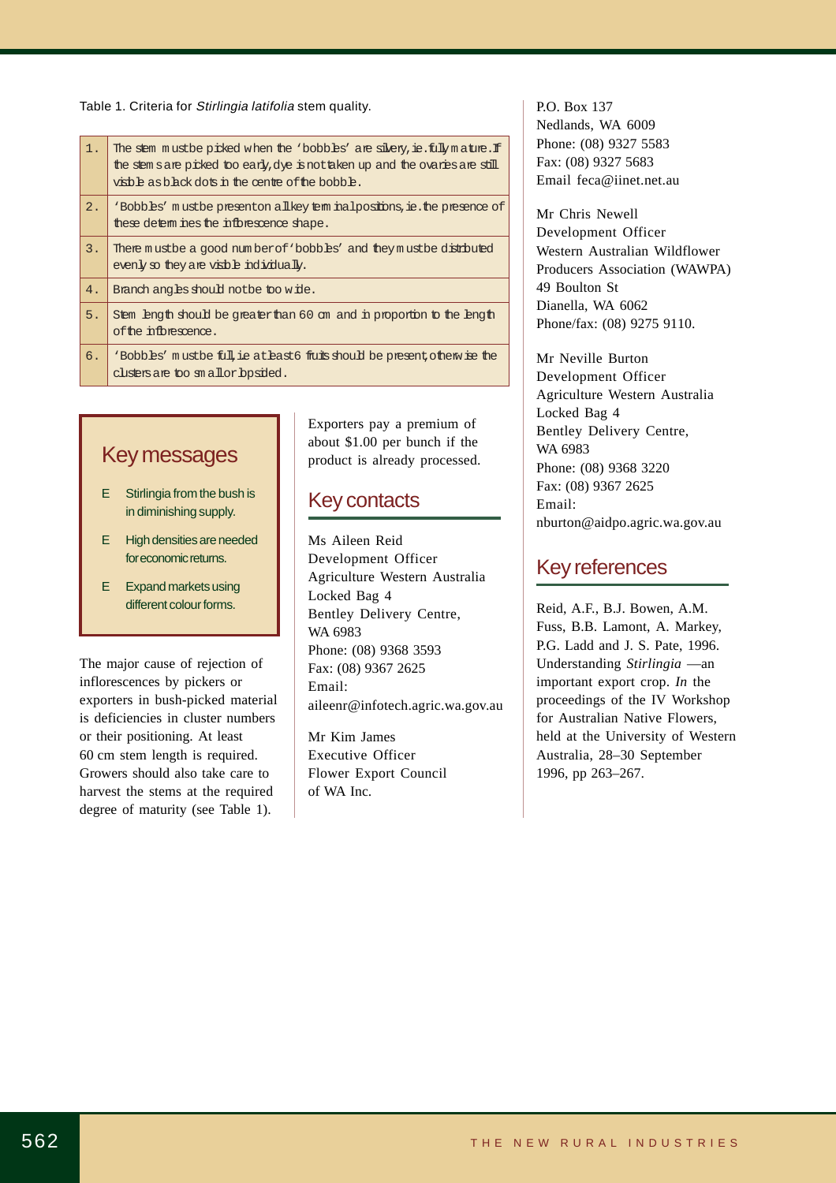Table 1. Criteria for *Stirlingia latifolia* stem quality.

| | |
|---|---|
| 1. | The stem must be picked when the 'bobbles' are silvery, ie. fully mature. If the stems are picked too early, dye is not taken up and the ovaries are still visible as black dots in the centre of the bobble. |
| 2. | 'Bobbles' must be present on all key terminal positions, ie. the presence of these determines the inflorescence shape. |
| 3. | There must be a good number of 'bobbles' and they must be distributed evenly so they are visible individually. |
| 4. | Branch angles should not be too wide. |
| 5. | Stem length should be greater than 60 cm and in proportion to the length of the inflorescence. |
| 6. | 'Bobbles' must be full, ie at least 6 fruits should be present, otherwise the clusters are too small or lopsided. |

## Key messages

- Stirlingia from the bush is in diminishing supply.
- High densities are needed for economic returns.
- Expand markets using different colour forms.

The major cause of rejection of inflorescences by pickers or exporters in bush-picked material is deficiencies in cluster numbers or their positioning. At least 60 cm stem length is required. Growers should also take care to harvest the stems at the required degree of maturity (see Table 1).

Exporters pay a premium of about $1.00 per bunch if the product is already processed.

## Key contacts

Ms Aileen Reid
Development Officer
Agriculture Western Australia
Locked Bag 4
Bentley Delivery Centre,
WA 6983
Phone: (08) 9368 3593
Fax: (08) 9367 2625
Email:
aileenr@infotech.agric.wa.gov.au

Mr Kim James
Executive Officer
Flower Export Council
of WA Inc.
P.O. Box 137
Nedlands, WA 6009
Phone: (08) 9327 5583
Fax: (08) 9327 5683
Email feca@iinet.net.au

Mr Chris Newell
Development Officer
Western Australian Wildflower
Producers Association (WAWPA)
49 Boulton St
Dianella, WA 6062
Phone/fax: (08) 9275 9110.

Mr Neville Burton
Development Officer
Agriculture Western Australia
Locked Bag 4
Bentley Delivery Centre,
WA 6983
Phone: (08) 9368 3220
Fax: (08) 9367 2625
Email:
nburton@aidpo.agric.wa.gov.au

## Key references

Reid, A.F., B.J. Bowen, A.M. Fuss, B.B. Lamont, A. Markey, P.G. Ladd and J. S. Pate, 1996. Understanding *Stirlingia* —an important export crop. *In* the proceedings of the IV Workshop for Australian Native Flowers, held at the University of Western Australia, 28–30 September 1996, pp 263–267.